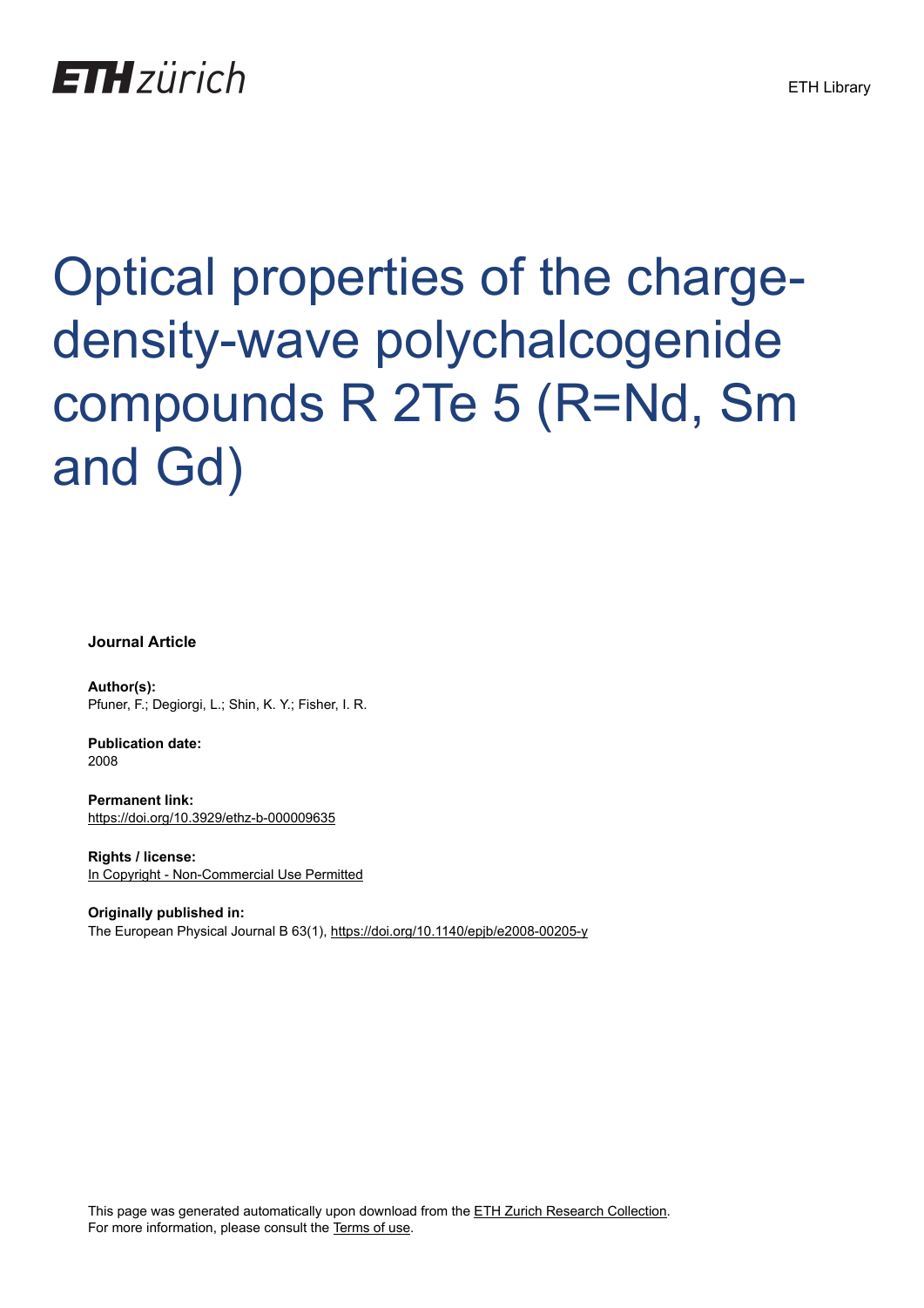ETH zürich

ETH Library

# Optical properties of the charge-density-wave polychalcogenide compounds R 2Te 5 (R=Nd, Sm and Gd)

**Journal Article**

**Author(s):**
Pfuner, F.; Degiorgi, L.; Shin, K. Y.; Fisher, I. R.

**Publication date:**
2008

**Permanent link:**
https://doi.org/10.3929/ethz-b-000009635

**Rights / license:**
In Copyright - Non-Commercial Use Permitted

**Originally published in:**
The European Physical Journal B 63(1), https://doi.org/10.1140/epjb/e2008-00205-y

This page was generated automatically upon download from the ETH Zurich Research Collection.
For more information, please consult the Terms of use.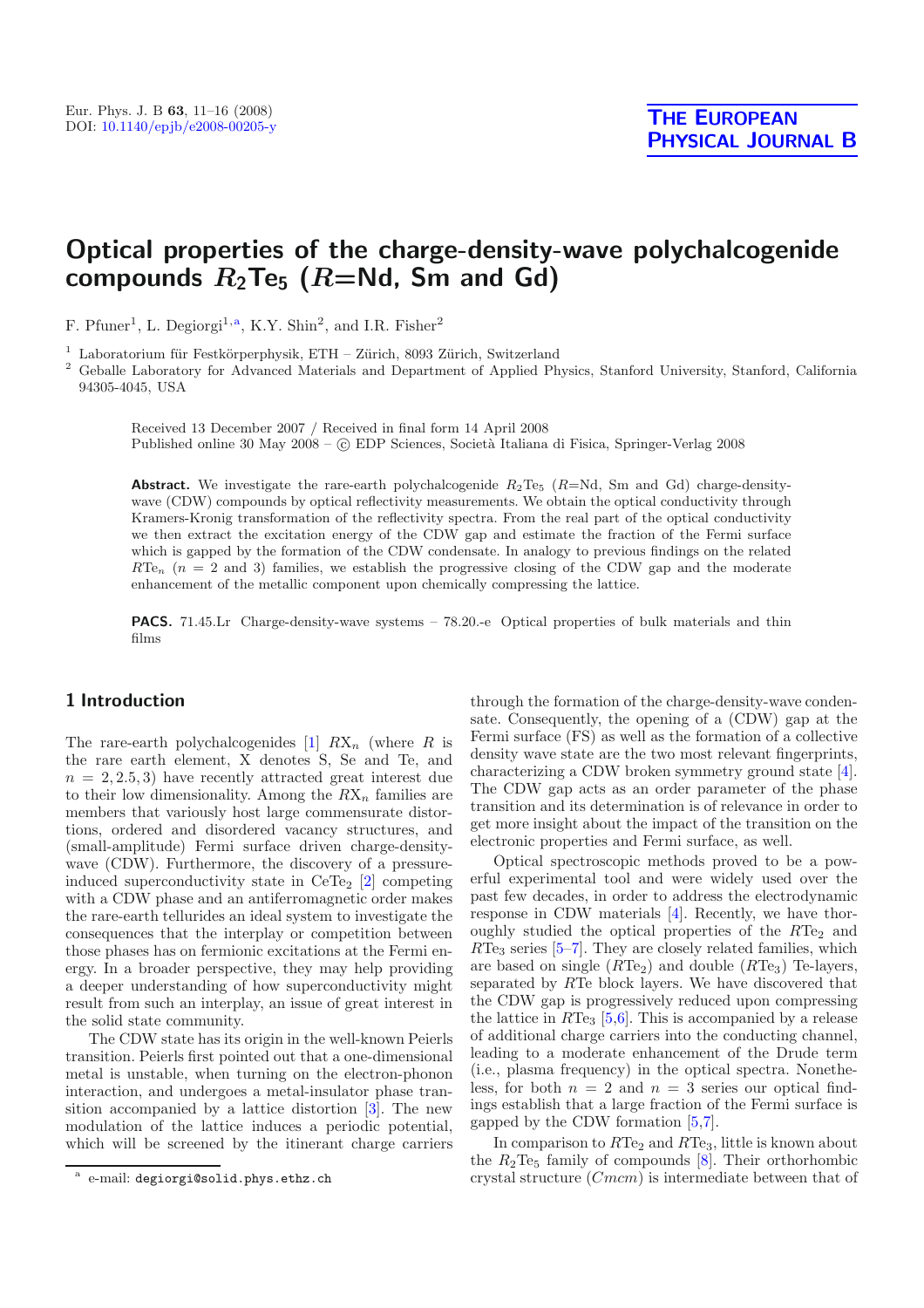# Optical properties of the charge-density-wave polychalcogenide compounds $R_2$Te$_5$ ($R$=Nd, Sm and Gd)

F. Pfuner[1], L. Degiorgi[1,a], K.Y. Shin[2], and I.R. Fisher[2]

[1] Laboratorium für Festkörperphysik, ETH – Zürich, 8093 Zürich, Switzerland

[2] Geballe Laboratory for Advanced Materials and Department of Applied Physics, Stanford University, Stanford, California 94305-4045, USA

Received 13 December 2007 / Received in final form 14 April 2008
Published online 30 May 2008 – © EDP Sciences, Società Italiana di Fisica, Springer-Verlag 2008

**Abstract.** We investigate the rare-earth polychalcogenide $R_2$Te$_5$ ($R$=Nd, Sm and Gd) charge-density-wave (CDW) compounds by optical reflectivity measurements. We obtain the optical conductivity through Kramers-Kronig transformation of the reflectivity spectra. From the real part of the optical conductivity we then extract the excitation energy of the CDW gap and estimate the fraction of the Fermi surface which is gapped by the formation of the CDW condensate. In analogy to previous findings on the related $R$Te$_n$ ($n$ = 2 and 3) families, we establish the progressive closing of the CDW gap and the moderate enhancement of the metallic component upon chemically compressing the lattice.

**PACS.** 71.45.Lr Charge-density-wave systems – 78.20.-e Optical properties of bulk materials and thin films

## 1 Introduction

The rare-earth polychalcogenides [1] $R$X$_n$ (where $R$ is the rare earth element, X denotes S, Se and Te, and $n = 2, 2.5, 3$) have recently attracted great interest due to their low dimensionality. Among the $R$X$_n$ families are members that variously host large commensurate distortions, ordered and disordered vacancy structures, and (small-amplitude) Fermi surface driven charge-density-wave (CDW). Furthermore, the discovery of a pressure-induced superconductivity state in CeTe$_2$ [2] competing with a CDW phase and an antiferromagnetic order makes the rare-earth tellurides an ideal system to investigate the consequences that the interplay or competition between those phases has on fermionic excitations at the Fermi energy. In a broader perspective, they may help providing a deeper understanding of how superconductivity might result from such an interplay, an issue of great interest in the solid state community.

The CDW state has its origin in the well-known Peierls transition. Peierls first pointed out that a one-dimensional metal is unstable, when turning on the electron-phonon interaction, and undergoes a metal-insulator phase transition accompanied by a lattice distortion [3]. The new modulation of the lattice induces a periodic potential, which will be screened by the itinerant charge carriers through the formation of the charge-density-wave condensate. Consequently, the opening of a (CDW) gap at the Fermi surface (FS) as well as the formation of a collective density wave state are the two most relevant fingerprints, characterizing a CDW broken symmetry ground state [4]. The CDW gap acts as an order parameter of the phase transition and its determination is of relevance in order to get more insight about the impact of the transition on the electronic properties and Fermi surface, as well.

Optical spectroscopic methods proved to be a powerful experimental tool and were widely used over the past few decades, in order to address the electrodynamic response in CDW materials [4]. Recently, we have thoroughly studied the optical properties of the $R$Te$_2$ and $R$Te$_3$ series [5–7]. They are closely related families, which are based on single ($R$Te$_2$) and double ($R$Te$_3$) Te-layers, separated by $R$Te block layers. We have discovered that the CDW gap is progressively reduced upon compressing the lattice in $R$Te$_3$ [5,6]. This is accompanied by a release of additional charge carriers into the conducting channel, leading to a moderate enhancement of the Drude term (i.e., plasma frequency) in the optical spectra. Nonetheless, for both $n = 2$ and $n = 3$ series our optical findings establish that a large fraction of the Fermi surface is gapped by the CDW formation [5,7].

In comparison to $R$Te$_2$ and $R$Te$_3$, little is known about the $R_2$Te$_5$ family of compounds [8]. Their orthorhombic crystal structure ($Cmcm$) is intermediate between that of

[a] e-mail: degiorgi@solid.phys.ethz.ch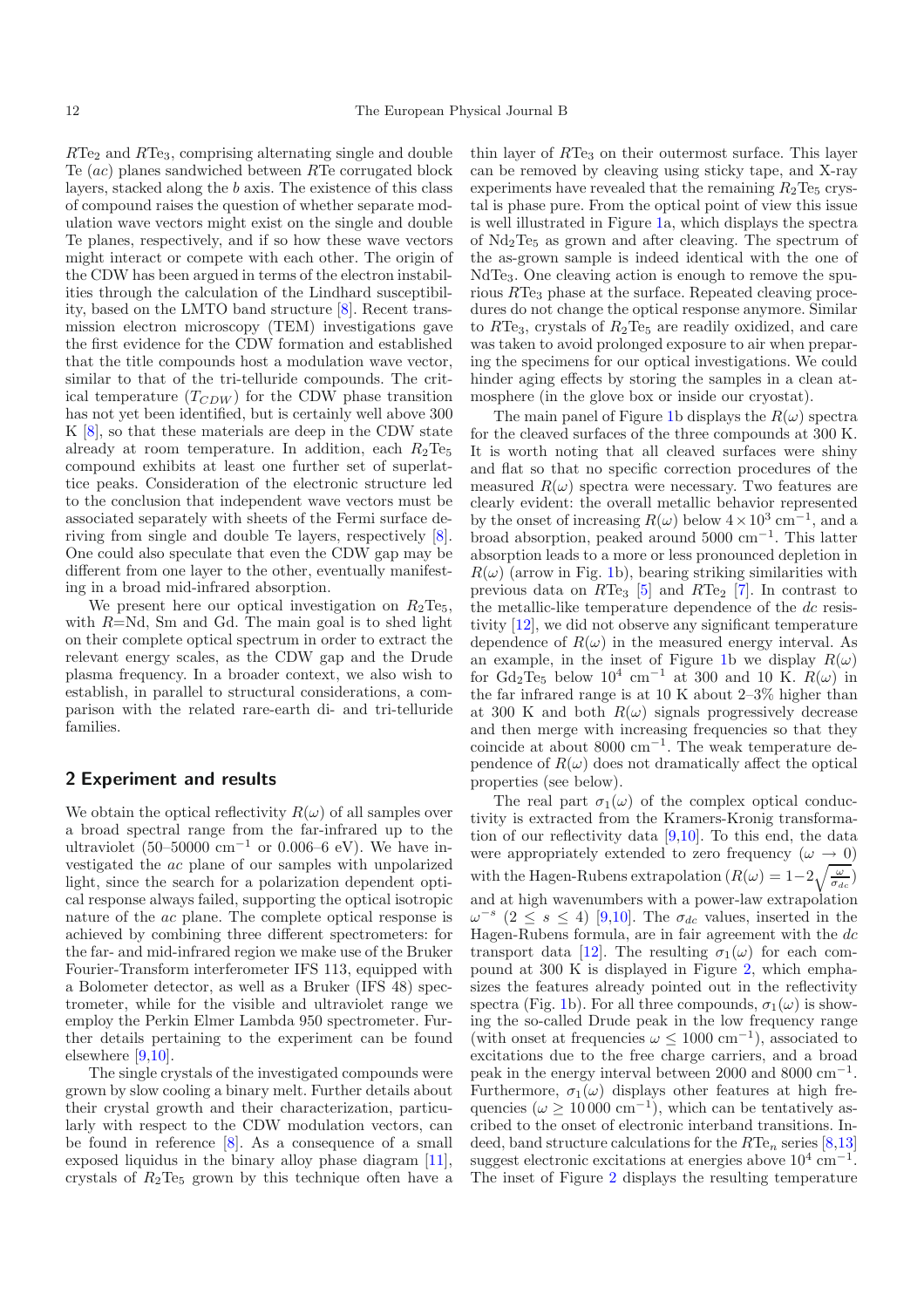$R$Te$_2$ and $R$Te$_3$, comprising alternating single and double Te ($ac$) planes sandwiched between $R$Te corrugated block layers, stacked along the $b$ axis. The existence of this class of compound raises the question of whether separate modulation wave vectors might exist on the single and double Te planes, respectively, and if so how these wave vectors might interact or compete with each other. The origin of the CDW has been argued in terms of the electron instabilities through the calculation of the Lindhard susceptibility, based on the LMTO band structure [8]. Recent transmission electron microscopy (TEM) investigations gave the first evidence for the CDW formation and established that the title compounds host a modulation wave vector, similar to that of the tri-telluride compounds. The critical temperature ($T_{CDW}$) for the CDW phase transition has not yet been identified, but is certainly well above 300 K [8], so that these materials are deep in the CDW state already at room temperature. In addition, each $R_2$Te$_5$ compound exhibits at least one further set of superlattice peaks. Consideration of the electronic structure led to the conclusion that independent wave vectors must be associated separately with different sheets of the Fermi surface deriving from single and double Te layers, respectively [8]. One could also speculate that even the CDW gap may be different from one layer to the other, eventually manifesting in a broad mid-infrared absorption.

We present here our optical investigation on $R_2$Te$_5$, with $R$=Nd, Sm and Gd. The main goal is to shed light on their complete optical spectrum in order to extract the relevant energy scales, as the CDW gap and the Drude plasma frequency. In a broader context, we also wish to establish, in parallel to structural considerations, a comparison with the related rare-earth di- and tri-telluride families.

## 2 Experiment and results

We obtain the optical reflectivity $R(\omega)$ of all samples over a broad spectral range from the far-infrared up to the ultraviolet (50–50000 cm$^{-1}$ or 0.006–6 eV). We have investigated the $ac$ plane of our samples with unpolarized light, since the search for a polarization dependent optical response always failed, supporting the optical isotropic nature of the $ac$ plane. The complete optical response is achieved by combining three different spectrometers: for the far- and mid-infrared region we make use of the Bruker Fourier-Transform interferometer IFS 113, equipped with a Bolometer detector, as well as a Bruker (IFS 48) spectrometer, while for the visible and ultraviolet range we employ the Perkin Elmer Lambda 950 spectrometer. Further details pertaining to the experiment can be found elsewhere [9,10].

The single crystals of the investigated compounds were grown by slow cooling a binary melt. Further details about their crystal growth and their characterization, particularly with respect to the CDW modulation vectors, can be found in reference [8]. As a consequence of a small exposed liquidus in the binary alloy phase diagram [11], crystals of $R_2$Te$_5$ grown by this technique often have a thin layer of $R$Te$_3$ on their outermost surface. This layer can be removed by cleaving using sticky tape, and X-ray experiments have revealed that the remaining $R_2$Te$_5$ crystal is phase pure. From the optical point of view this issue is well illustrated in Figure 1a, which displays the spectra of Nd$_2$Te$_5$ as grown and after cleaving. The spectrum of the as-grown sample is indeed identical with the one of NdTe$_3$. One cleaving action is enough to remove the spurious $R$Te$_3$ phase at the surface. Repeated cleaving procedures do not change the optical response anymore. Similar to $R$Te$_3$, crystals of $R_2$Te$_5$ are readily oxidized, and care was taken to avoid prolonged exposure to air when preparing the specimens for our optical investigations. We could hinder aging effects by storing the samples in a clean atmosphere (in the glove box or inside our cryostat).

The main panel of Figure 1b displays the $R(\omega)$ spectra for the cleaved surfaces of the three compounds at 300 K. It is worth noting that all cleaved surfaces were shiny and flat so that no specific correction procedures of the measured $R(\omega)$ spectra were necessary. Two features are clearly evident: the overall metallic behavior represented by the onset of increasing $R(\omega)$ below $4 \times 10^3$ cm$^{-1}$, and a broad absorption, peaked around 5000 cm$^{-1}$. This latter absorption leads to a more or less pronounced depletion in $R(\omega)$ (arrow in Fig. 1b), bearing striking similarities with previous data on $R$Te$_3$ [5] and $R$Te$_2$ [7]. In contrast to the metallic-like temperature dependence of the $dc$ resistivity [12], we did not observe any significant temperature dependence of $R(\omega)$ in the measured energy interval. As an example, in the inset of Figure 1b we display $R(\omega)$ for Gd$_2$Te$_5$ below $10^4$ cm$^{-1}$ at 300 and 10 K. $R(\omega)$ in the far infrared range is at 10 K about 2–3% higher than at 300 K and both $R(\omega)$ signals progressively decrease and then merge with increasing frequencies so that they coincide at about 8000 cm$^{-1}$. The weak temperature dependence of $R(\omega)$ does not dramatically affect the optical properties (see below).

The real part $\sigma_1(\omega)$ of the complex optical conductivity is extracted from the Kramers-Kronig transformation of our reflectivity data [9,10]. To this end, the data were appropriately extended to zero frequency ($\omega \to 0$) with the Hagen-Rubens extrapolation ($R(\omega) = 1 - 2\sqrt{\frac{\omega}{\sigma_{dc}}}$) and at high wavenumbers with a power-law extrapolation $\omega^{-s}$ ($2 \leq s \leq 4$) [9,10]. The $\sigma_{dc}$ values, inserted in the Hagen-Rubens formula, are in fair agreement with the $dc$ transport data [12]. The resulting $\sigma_1(\omega)$ for each compound at 300 K is displayed in Figure 2, which emphasizes the features already pointed out in the reflectivity spectra (Fig. 1b). For all three compounds, $\sigma_1(\omega)$ is showing the so-called Drude peak in the low frequency range (with onset at frequencies $\omega \leq 1000$ cm$^{-1}$), associated to excitations due to the free charge carriers, and a broad peak in the energy interval between 2000 and 8000 cm$^{-1}$. Furthermore, $\sigma_1(\omega)$ displays other features at high frequencies ($\omega \geq 10\,000$ cm$^{-1}$), which can be tentatively ascribed to the onset of electronic interband transitions. Indeed, band structure calculations for the $R$Te$_n$ series [8,13] suggest electronic excitations at energies above $10^4$ cm$^{-1}$. The inset of Figure 2 displays the resulting temperature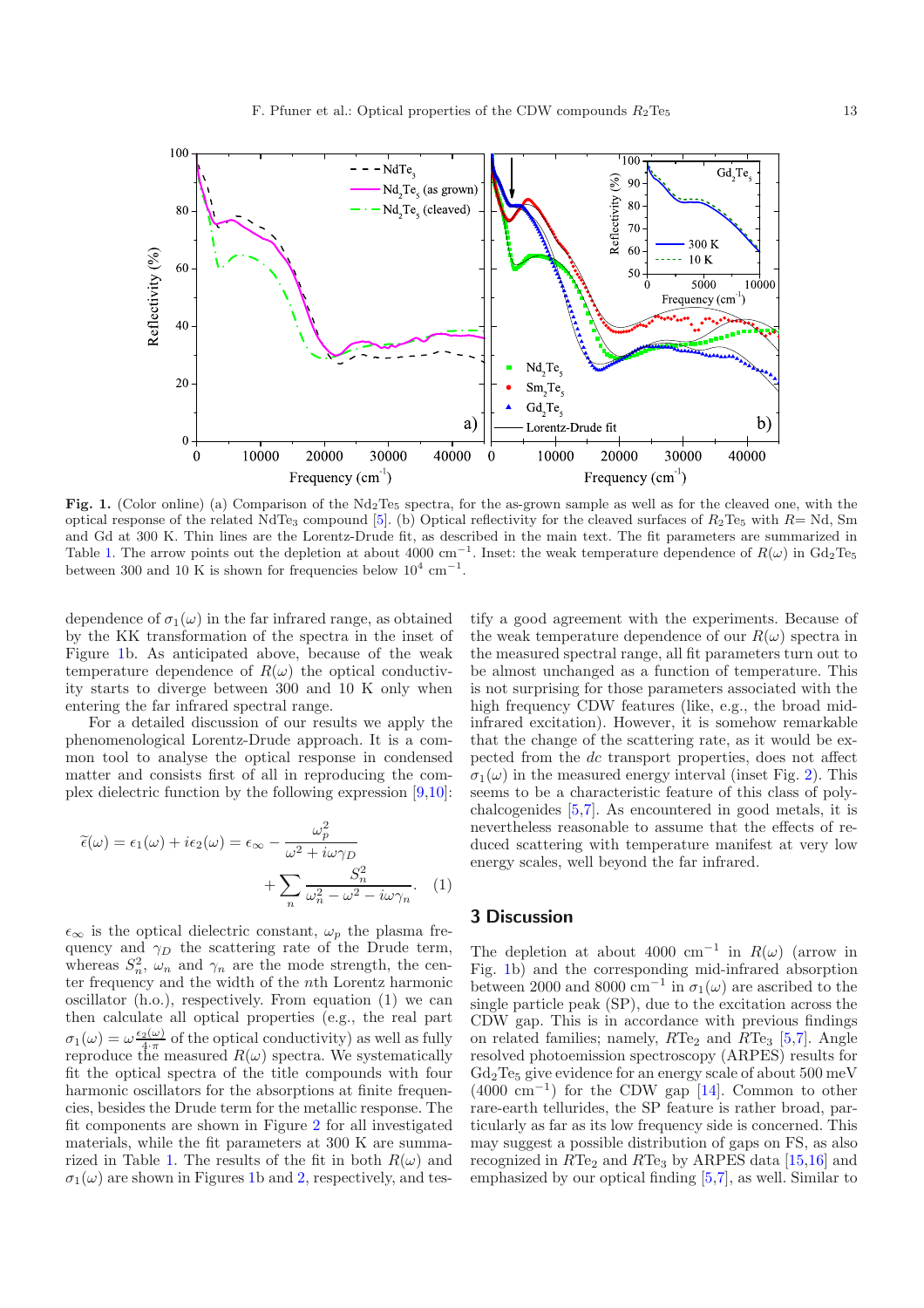**Fig. 1.** (Color online) (a) Comparison of the $Nd_2Te_5$ spectra, for the as-grown sample as well as for the cleaved one, with the optical response of the related $NdTe_3$ compound [5]. (b) Optical reflectivity for the cleaved surfaces of $R_2Te_5$ with $R$= Nd, Sm and Gd at 300 K. Thin lines are the Lorentz-Drude fit, as described in the main text. The fit parameters are summarized in Table 1. The arrow points out the depletion at about 4000 cm$^{-1}$. Inset: the weak temperature dependence of $R(\omega)$ in $Gd_2Te_5$ between 300 and 10 K is shown for frequencies below $10^4$ cm$^{-1}$.

dependence of $\sigma_1(\omega)$ in the far infrared range, as obtained by the KK transformation of the spectra in the inset of Figure 1b. As anticipated above, because of the weak temperature dependence of $R(\omega)$ the optical conductivity starts to diverge between 300 and 10 K only when entering the far infrared spectral range.

For a detailed discussion of our results we apply the phenomenological Lorentz-Drude approach. It is a common tool to analyse the optical response in condensed matter and consists first of all in reproducing the complex dielectric function by the following expression [9,10]:

$$\tilde{\epsilon}(\omega) = \epsilon_1(\omega) + i\epsilon_2(\omega) = \epsilon_\infty - \frac{\omega_p^2}{\omega^2 + i\omega\gamma_D} + \sum_n \frac{S_n^2}{\omega_n^2 - \omega^2 - i\omega\gamma_n}. \quad (1)$$

$\epsilon_\infty$ is the optical dielectric constant, $\omega_p$ the plasma frequency and $\gamma_D$ the scattering rate of the Drude term, whereas $S_n^2$, $\omega_n$ and $\gamma_n$ are the mode strength, the center frequency and the width of the $n$th Lorentz harmonic oscillator (h.o.), respectively. From equation (1) we can then calculate all optical properties (e.g., the real part $\sigma_1(\omega) = \omega\frac{\epsilon_2(\omega)}{4\cdot\pi}$ of the optical conductivity) as well as fully reproduce the measured $R(\omega)$ spectra. We systematically fit the optical spectra of the title compounds with four harmonic oscillators for the absorptions at finite frequencies, besides the Drude term for the metallic response. The fit components are shown in Figure 2 for all investigated materials, while the fit parameters at 300 K are summarized in Table 1. The results of the fit in both $R(\omega)$ and $\sigma_1(\omega)$ are shown in Figures 1b and 2, respectively, and testify a good agreement with the experiments. Because of the weak temperature dependence of our $R(\omega)$ spectra in the measured spectral range, all fit parameters turn out to be almost unchanged as a function of temperature. This is not surprising for those parameters associated with the high frequency CDW features (like, e.g., the broad mid-infrared excitation). However, it is somehow remarkable that the change of the scattering rate, as it would be expected from the *dc* transport properties, does not affect $\sigma_1(\omega)$ in the measured energy interval (inset Fig. 2). This seems to be a characteristic feature of this class of polychalcogenides [5,7]. As encountered in good metals, it is nevertheless reasonable to assume that the effects of reduced scattering with temperature manifest at very low energy scales, well beyond the far infrared.

## 3 Discussion

The depletion at about 4000 cm$^{-1}$ in $R(\omega)$ (arrow in Fig. 1b) and the corresponding mid-infrared absorption between 2000 and 8000 cm$^{-1}$ in $\sigma_1(\omega)$ are ascribed to the single particle peak (SP), due to the excitation across the CDW gap. This is in accordance with previous findings on related families; namely, $RTe_2$ and $RTe_3$ [5,7]. Angle resolved photoemission spectroscopy (ARPES) results for $Gd_2Te_5$ give evidence for an energy scale of about 500 meV (4000 cm$^{-1}$) for the CDW gap [14]. Common to other rare-earth tellurides, the SP feature is rather broad, particularly as far as its low frequency side is concerned. This may suggest a possible distribution of gaps on FS, as also recognized in $RTe_2$ and $RTe_3$ by ARPES data [15,16] and emphasized by our optical finding [5,7], as well. Similar to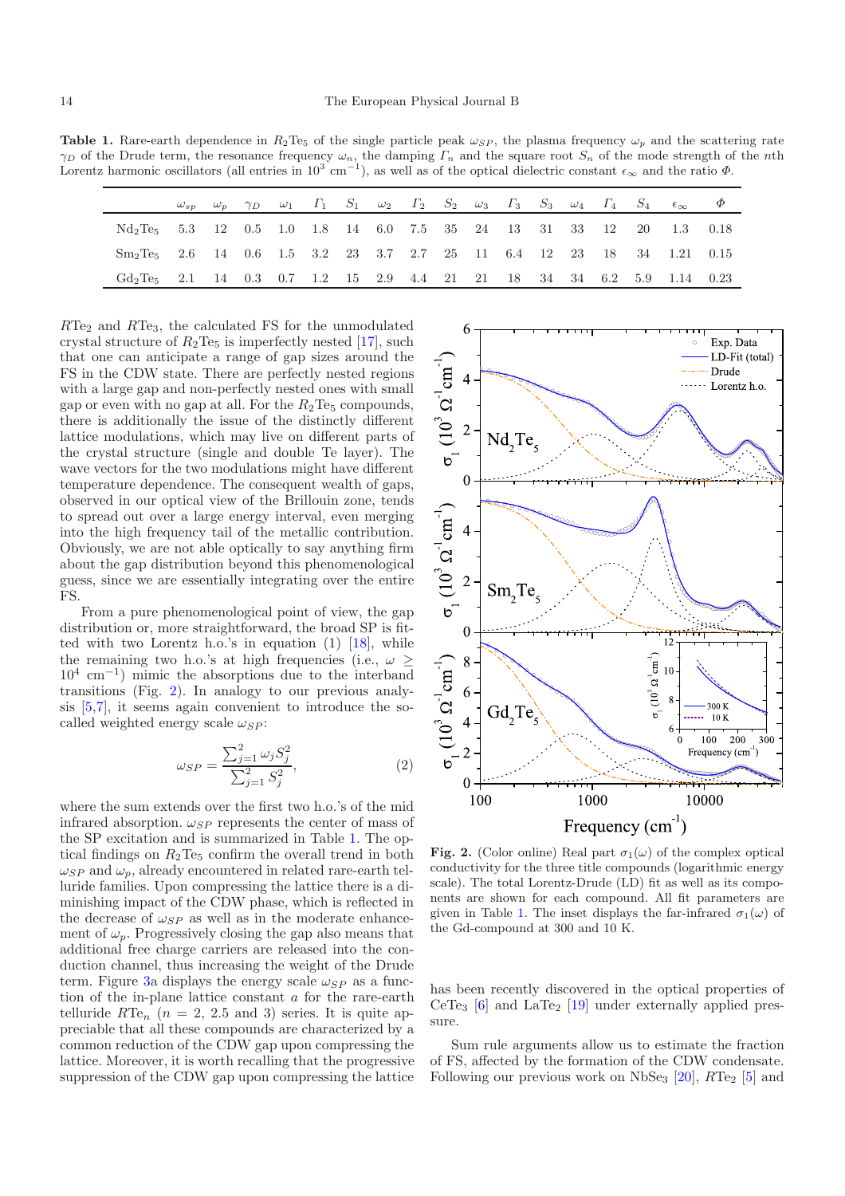**Table 1.** Rare-earth dependence in $R_2Te_5$ of the single particle peak $\omega_{SP}$, the plasma frequency $\omega_p$ and the scattering rate $\gamma_D$ of the Drude term, the resonance frequency $\omega_n$, the damping $\Gamma_n$ and the square root $S_n$ of the mode strength of the $n$th Lorentz harmonic oscillators (all entries in $10^3$ cm$^{-1}$), as well as of the optical dielectric constant $\epsilon_\infty$ and the ratio $\Phi$.

| | $\omega_{sp}$ | $\omega_p$ | $\gamma_D$ | $\omega_1$ | $\Gamma_1$ | $S_1$ | $\omega_2$ | $\Gamma_2$ | $S_2$ | $\omega_3$ | $\Gamma_3$ | $S_3$ | $\omega_4$ | $\Gamma_4$ | $S_4$ | $\epsilon_\infty$ | $\Phi$ |
|---|---|---|---|---|---|---|---|---|---|---|---|---|---|---|---|---|---|
| $Nd_2Te_5$ | 5.3 | 12 | 0.5 | 1.0 | 1.8 | 14 | 6.0 | 7.5 | 35 | 24 | 13 | 31 | 33 | 12 | 20 | 1.3 | 0.18 |
| $Sm_2Te_5$ | 2.6 | 14 | 0.6 | 1.5 | 3.2 | 23 | 3.7 | 2.7 | 25 | 11 | 6.4 | 12 | 23 | 18 | 34 | 1.21 | 0.15 |
| $Gd_2Te_5$ | 2.1 | 14 | 0.3 | 0.7 | 1.2 | 15 | 2.9 | 4.4 | 21 | 21 | 18 | 34 | 34 | 6.2 | 5.9 | 1.14 | 0.23 |

$R$Te$_2$ and $R$Te$_3$, the calculated FS for the unmodulated crystal structure of $R_2Te_5$ is imperfectly nested [17], such that one can anticipate a range of gap sizes around the FS in the CDW state. There are perfectly nested regions with a large gap and non-perfectly nested ones with small gap or even with no gap at all. For the $R_2Te_5$ compounds, there is additionally the issue of the distinctly different lattice modulations, which may live on different parts of the crystal structure (single and double Te layer). The wave vectors for the two modulations might have different temperature dependence. The consequent wealth of gaps, observed in our optical view of the Brillouin zone, tends to spread out over a large energy interval, even merging into the high frequency tail of the metallic contribution. Obviously, we are not able optically to say anything firm about the gap distribution beyond this phenomenological guess, since we are essentially integrating over the entire FS.

From a pure phenomenological point of view, the gap distribution or, more straightforward, the broad SP is fitted with two Lorentz h.o.'s in equation (1) [18], while the remaining two h.o.'s at high frequencies (i.e., $\omega \geq 10^4$ cm$^{-1}$) mimic the absorptions due to the interband transitions (Fig. 2). In analogy to our previous analysis [5,7], it seems again convenient to introduce the so-called weighted energy scale $\omega_{SP}$:

$$\omega_{SP} = \frac{\sum_{j=1}^{2} \omega_j S_j^2}{\sum_{j=1}^{2} S_j^2}, \tag{2}$$

where the sum extends over the first two h.o.'s of the mid infrared absorption. $\omega_{SP}$ represents the center of mass of the SP excitation and is summarized in Table 1. The optical findings on $R_2Te_5$ confirm the overall trend in both $\omega_{SP}$ and $\omega_p$, already encountered in related rare-earth telluride families. Upon compressing the lattice there is a diminishing impact of the CDW phase, which is reflected in the decrease of $\omega_{SP}$ as well as in the moderate enhancement of $\omega_p$. Progressively closing the gap also means that additional free charge carriers are released into the conduction channel, thus increasing the weight of the Drude term. Figure 3a displays the energy scale $\omega_{SP}$ as a function of the in-plane lattice constant $a$ for the rare-earth telluride $R$Te$_n$ ($n$ = 2, 2.5 and 3) series. It is quite appreciable that all these compounds are characterized by a common reduction of the CDW gap upon compressing the lattice. Moreover, it is worth recalling that the progressive suppression of the CDW gap upon compressing the lattice has been recently discovered in the optical properties of CeTe$_3$ [6] and LaTe$_2$ [19] under externally applied pressure.

**Fig. 2.** (Color online) Real part $\sigma_1(\omega)$ of the complex optical conductivity for the three title compounds (logarithmic energy scale). The total Lorentz-Drude (LD) fit as well as its components are shown for each compound. All fit parameters are given in Table 1. The inset displays the far-infrared $\sigma_1(\omega)$ of the Gd-compound at 300 and 10 K.

Sum rule arguments allow us to estimate the fraction of FS, affected by the formation of the CDW condensate. Following our previous work on NbSe$_3$ [20], $R$Te$_2$ [5] and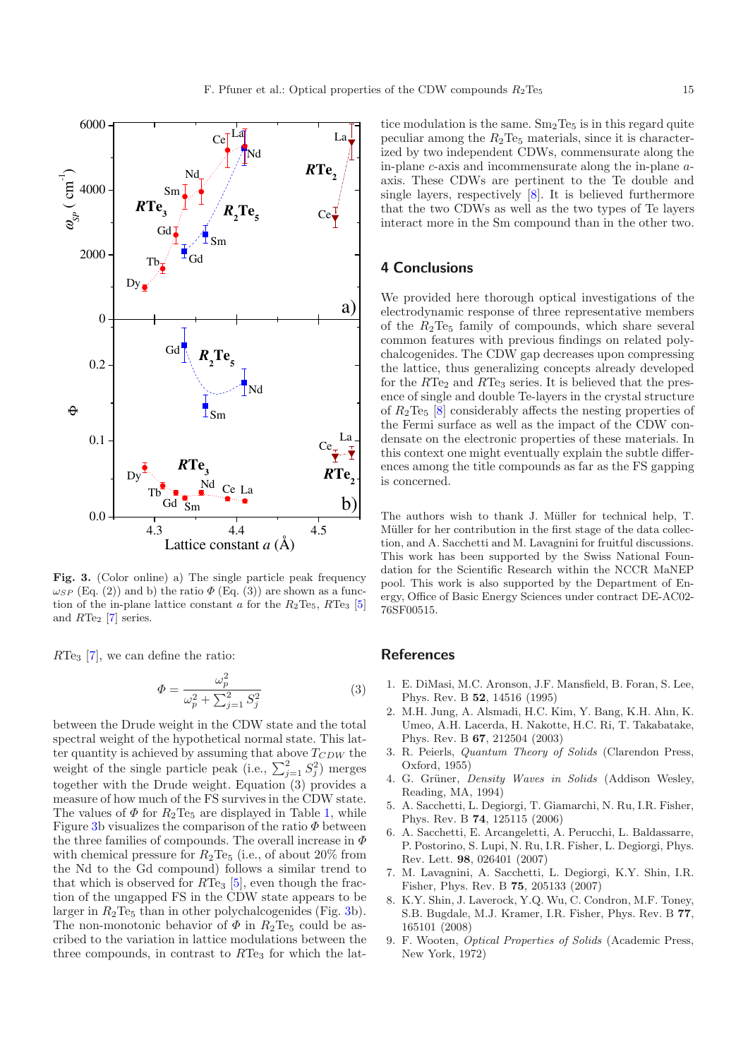**Fig. 3.** (Color online) a) The single particle peak frequency $\omega_{SP}$ (Eq. (2)) and b) the ratio $\Phi$ (Eq. (3)) are shown as a function of the in-plane lattice constant $a$ for the $R_2Te_5$, $RTe_3$ [5] and $RTe_2$ [7] series.

$RTe_3$ [7], we can define the ratio:

$$\Phi = \frac{\omega_p^2}{\omega_p^2 + \sum_{j=1}^{2} S_j^2} \tag{3}$$

between the Drude weight in the CDW state and the total spectral weight of the hypothetical normal state. This latter quantity is achieved by assuming that above $T_{CDW}$ the weight of the single particle peak (i.e., $\sum_{j=1}^{2} S_j^2$) merges together with the Drude weight. Equation (3) provides a measure of how much of the FS survives in the CDW state. The values of $\Phi$ for $R_2Te_5$ are displayed in Table 1, while Figure 3b visualizes the comparison of the ratio $\Phi$ between the three families of compounds. The overall increase in $\Phi$ with chemical pressure for $R_2Te_5$ (i.e., of about 20% from the Nd to the Gd compound) follows a similar trend to that which is observed for $RTe_3$ [5], even though the fraction of the ungapped FS in the CDW state appears to be larger in $R_2Te_5$ than in other polychalcogenides (Fig. 3b). The non-monotonic behavior of $\Phi$ in $R_2Te_5$ could be ascribed to the variation in lattice modulations between the three compounds, in contrast to $RTe_3$ for which the lattice modulation is the same. $Sm_2Te_5$ is in this regard quite peculiar among the $R_2Te_5$ materials, since it is characterized by two independent CDWs, commensurate along the in-plane $c$-axis and incommensurate along the in-plane $a$-axis. These CDWs are pertinent to the Te double and single layers, respectively [8]. It is believed furthermore that the two CDWs as well as the two types of Te layers interact more in the Sm compound than in the other two.

## 4 Conclusions

We provided here thorough optical investigations of the electrodynamic response of three representative members of the $R_2Te_5$ family of compounds, which share several common features with previous findings on related polychalcogenides. The CDW gap decreases upon compressing the lattice, thus generalizing concepts already developed for the $RTe_2$ and $RTe_3$ series. It is believed that the presence of single and double Te-layers in the crystal structure of $R_2Te_5$ [8] considerably affects the nesting properties of the Fermi surface as well as the impact of the CDW condensate on the electronic properties of these materials. In this context one might eventually explain the subtle differences among the title compounds as far as the FS gapping is concerned.

The authors wish to thank J. Müller for technical help, T. Müller for her contribution in the first stage of the data collection, and A. Sacchetti and M. Lavagnini for fruitful discussions. This work has been supported by the Swiss National Foundation for the Scientific Research within the NCCR MaNEP pool. This work is also supported by the Department of Energy, Office of Basic Energy Sciences under contract DE-AC02-76SF00515.

## References

1. E. DiMasi, M.C. Aronson, J.F. Mansfield, B. Foran, S. Lee, Phys. Rev. B **52**, 14516 (1995)
2. M.H. Jung, A. Alsmadi, H.C. Kim, Y. Bang, K.H. Ahn, K. Umeo, A.H. Lacerda, H. Nakotte, H.C. Ri, T. Takabatake, Phys. Rev. B **67**, 212504 (2003)
3. R. Peierls, *Quantum Theory of Solids* (Clarendon Press, Oxford, 1955)
4. G. Grüner, *Density Waves in Solids* (Addison Wesley, Reading, MA, 1994)
5. A. Sacchetti, L. Degiorgi, T. Giamarchi, N. Ru, I.R. Fisher, Phys. Rev. B **74**, 125115 (2006)
6. A. Sacchetti, E. Arcangeletti, A. Perucchi, L. Baldassarre, P. Postorino, S. Lupi, N. Ru, I.R. Fisher, L. Degiorgi, Phys. Rev. Lett. **98**, 026401 (2007)
7. M. Lavagnini, A. Sacchetti, L. Degiorgi, K.Y. Shin, I.R. Fisher, Phys. Rev. B **75**, 205133 (2007)
8. K.Y. Shin, J. Laverock, Y.Q. Wu, C. Condron, M.F. Toney, S.B. Bugdale, M.J. Kramer, I.R. Fisher, Phys. Rev. B **77**, 165101 (2008)
9. F. Wooten, *Optical Properties of Solids* (Academic Press, New York, 1972)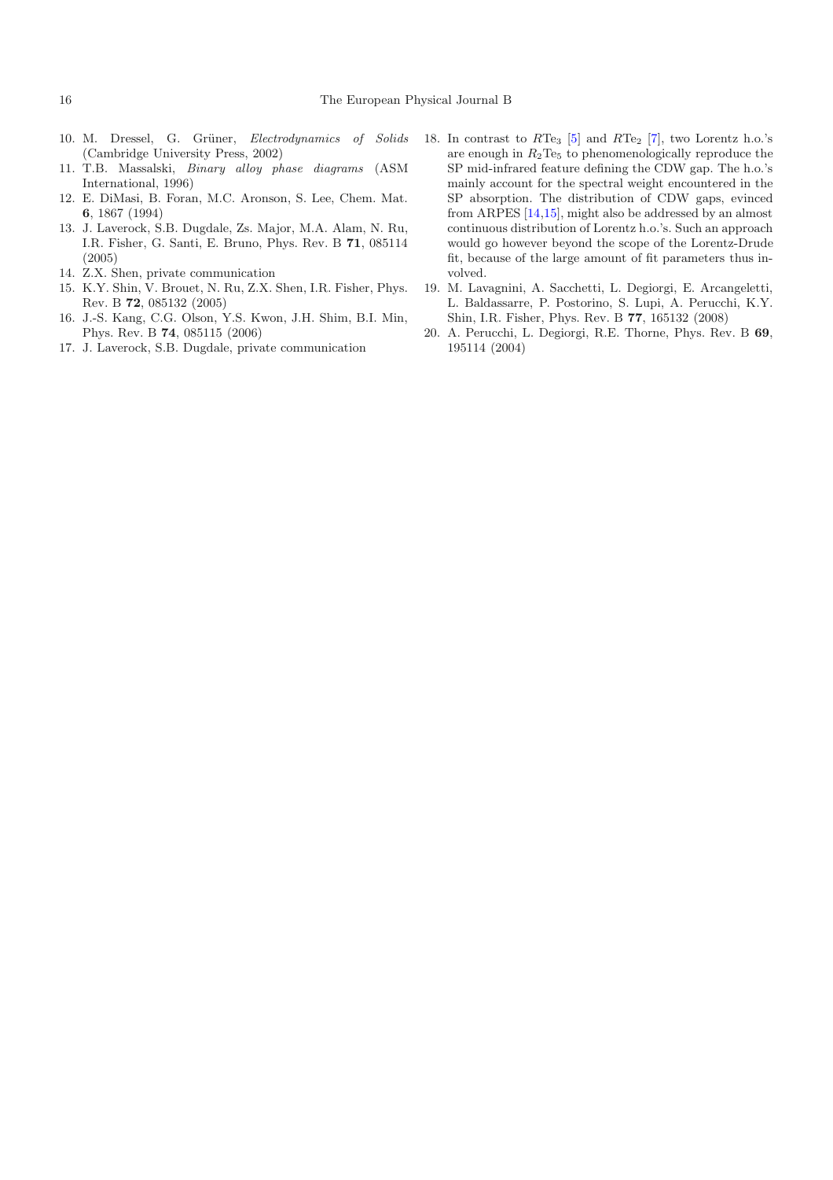10. M. Dressel, G. Grüner, *Electrodynamics of Solids* (Cambridge University Press, 2002)
11. T.B. Massalski, *Binary alloy phase diagrams* (ASM International, 1996)
12. E. DiMasi, B. Foran, M.C. Aronson, S. Lee, Chem. Mat. **6**, 1867 (1994)
13. J. Laverock, S.B. Dugdale, Zs. Major, M.A. Alam, N. Ru, I.R. Fisher, G. Santi, E. Bruno, Phys. Rev. B **71**, 085114 (2005)
14. Z.X. Shen, private communication
15. K.Y. Shin, V. Brouet, N. Ru, Z.X. Shen, I.R. Fisher, Phys. Rev. B **72**, 085132 (2005)
16. J.-S. Kang, C.G. Olson, Y.S. Kwon, J.H. Shim, B.I. Min, Phys. Rev. B **74**, 085115 (2006)
17. J. Laverock, S.B. Dugdale, private communication
18. In contrast to $R\mathrm{Te}_3$ [5] and $R\mathrm{Te}_2$ [7], two Lorentz h.o.'s are enough in $R_2\mathrm{Te}_5$ to phenomenologically reproduce the SP mid-infrared feature defining the CDW gap. The h.o.'s mainly account for the spectral weight encountered in the SP absorption. The distribution of CDW gaps, evinced from ARPES [14,15], might also be addressed by an almost continuous distribution of Lorentz h.o.'s. Such an approach would go however beyond the scope of the Lorentz-Drude fit, because of the large amount of fit parameters thus involved.
19. M. Lavagnini, A. Sacchetti, L. Degiorgi, E. Arcangeletti, L. Baldassarre, P. Postorino, S. Lupi, A. Perucchi, K.Y. Shin, I.R. Fisher, Phys. Rev. B **77**, 165132 (2008)
20. A. Perucchi, L. Degiorgi, R.E. Thorne, Phys. Rev. B **69**, 195114 (2004)